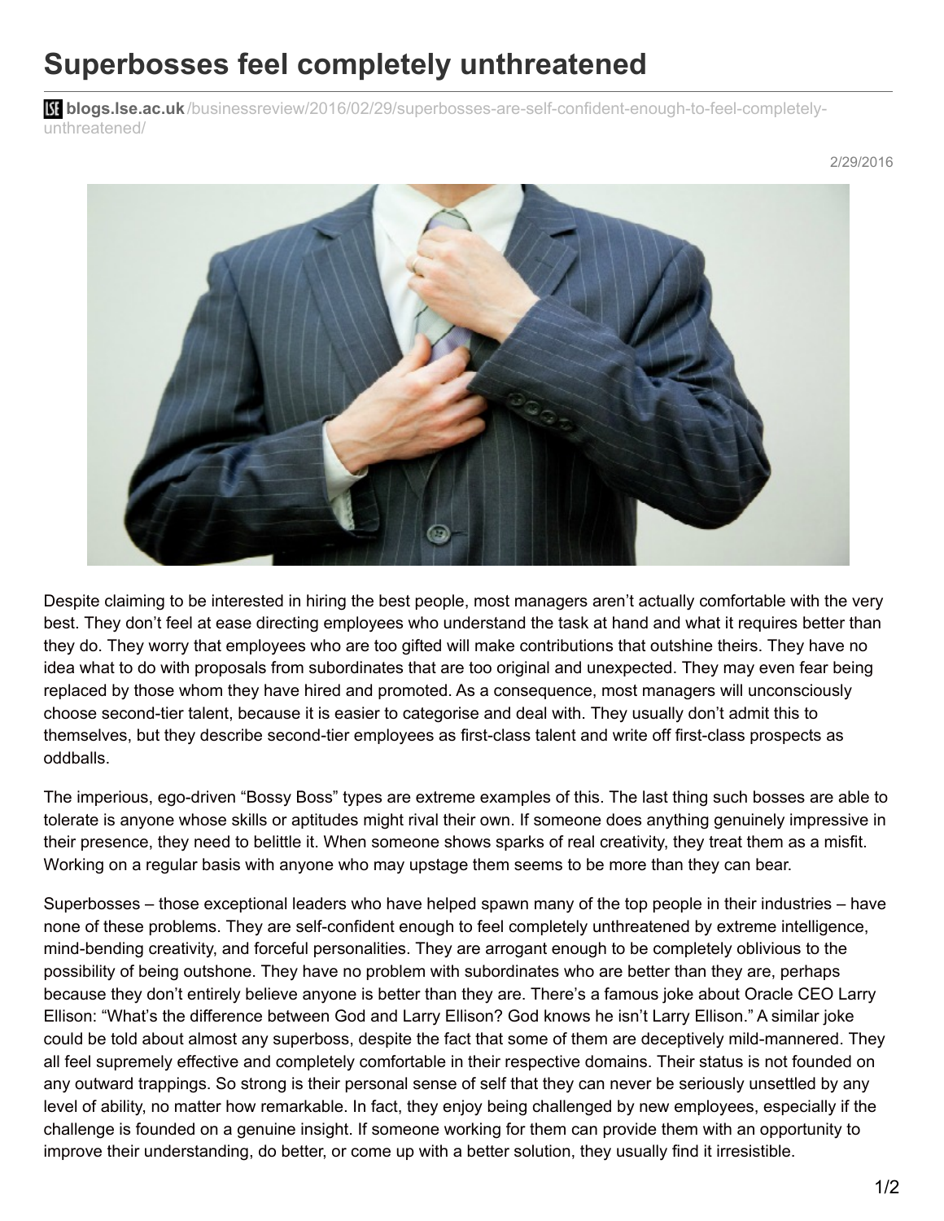# Superbosses feel completely unthreatened

**blogs.lse.ac.uk**/businessreview/2016/02/29/superbosses-are-self-confident-enough-to-feel-completely-unthreatened/

2/29/2016

Despite claiming to be interested in hiring the best people, most managers aren't actually comfortable with the very best. They don't feel at ease directing employees who understand the task at hand and what it requires better than they do. They worry that employees who are too gifted will make contributions that outshine theirs. They have no idea what to do with proposals from subordinates that are too original and unexpected. They may even fear being replaced by those whom they have hired and promoted. As a consequence, most managers will unconsciously choose second-tier talent, because it is easier to categorise and deal with. They usually don't admit this to themselves, but they describe second-tier employees as first-class talent and write off first-class prospects as oddballs.

The imperious, ego-driven "Bossy Boss" types are extreme examples of this. The last thing such bosses are able to tolerate is anyone whose skills or aptitudes might rival their own. If someone does anything genuinely impressive in their presence, they need to belittle it. When someone shows sparks of real creativity, they treat them as a misfit. Working on a regular basis with anyone who may upstage them seems to be more than they can bear.

Superbosses – those exceptional leaders who have helped spawn many of the top people in their industries – have none of these problems. They are self-confident enough to feel completely unthreatened by extreme intelligence, mind-bending creativity, and forceful personalities. They are arrogant enough to be completely oblivious to the possibility of being outshone. They have no problem with subordinates who are better than they are, perhaps because they don't entirely believe anyone is better than they are. There's a famous joke about Oracle CEO Larry Ellison: "What's the difference between God and Larry Ellison? God knows he isn't Larry Ellison." A similar joke could be told about almost any superboss, despite the fact that some of them are deceptively mild-mannered. They all feel supremely effective and completely comfortable in their respective domains. Their status is not founded on any outward trappings. So strong is their personal sense of self that they can never be seriously unsettled by any level of ability, no matter how remarkable. In fact, they enjoy being challenged by new employees, especially if the challenge is founded on a genuine insight. If someone working for them can provide them with an opportunity to improve their understanding, do better, or come up with a better solution, they usually find it irresistible.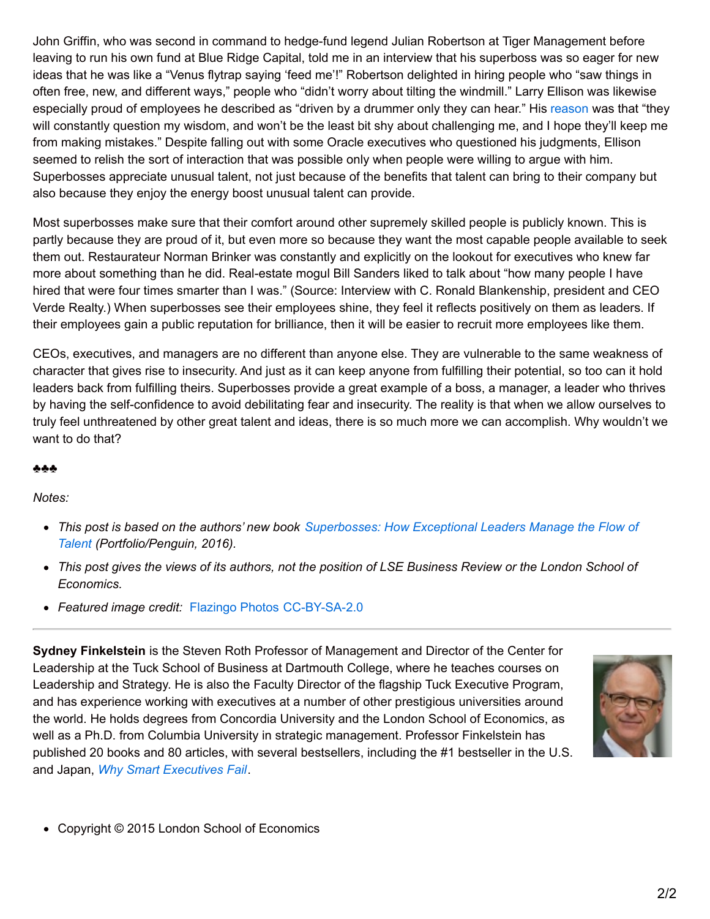John Griffin, who was second in command to hedge-fund legend Julian Robertson at Tiger Management before leaving to run his own fund at Blue Ridge Capital, told me in an interview that his superboss was so eager for new ideas that he was like a "Venus flytrap saying 'feed me'!" Robertson delighted in hiring people who "saw things in often free, new, and different ways," people who "didn't worry about tilting the windmill." Larry Ellison was likewise especially proud of employees he described as "driven by a drummer only they can hear." His reason was that "they will constantly question my wisdom, and won't be the least bit shy about challenging me, and I hope they'll keep me from making mistakes." Despite falling out with some Oracle executives who questioned his judgments, Ellison seemed to relish the sort of interaction that was possible only when people were willing to argue with him. Superbosses appreciate unusual talent, not just because of the benefits that talent can bring to their company but also because they enjoy the energy boost unusual talent can provide.

Most superbosses make sure that their comfort around other supremely skilled people is publicly known. This is partly because they are proud of it, but even more so because they want the most capable people available to seek them out. Restaurateur Norman Brinker was constantly and explicitly on the lookout for executives who knew far more about something than he did. Real-estate mogul Bill Sanders liked to talk about "how many people I have hired that were four times smarter than I was." (Source: Interview with C. Ronald Blankenship, president and CEO Verde Realty.) When superbosses see their employees shine, they feel it reflects positively on them as leaders. If their employees gain a public reputation for brilliance, then it will be easier to recruit more employees like them.

CEOs, executives, and managers are no different than anyone else. They are vulnerable to the same weakness of character that gives rise to insecurity. And just as it can keep anyone from fulfilling their potential, so too can it hold leaders back from fulfilling theirs. Superbosses provide a great example of a boss, a manager, a leader who thrives by having the self-confidence to avoid debilitating fear and insecurity. The reality is that when we allow ourselves to truly feel unthreatened by other great talent and ideas, there is so much more we can accomplish. Why wouldn't we want to do that?

♣♣♣

*Notes:*

- *This post is based on the authors' new book Superbosses: How Exceptional Leaders Manage the Flow of Talent (Portfolio/Penguin, 2016).*
- *This post gives the views of its authors, not the position of LSE Business Review or the London School of Economics.*
- *Featured image credit:* Flazingo Photos CC-BY-SA-2.0

---

**Sydney Finkelstein** is the Steven Roth Professor of Management and Director of the Center for Leadership at the Tuck School of Business at Dartmouth College, where he teaches courses on Leadership and Strategy. He is also the Faculty Director of the flagship Tuck Executive Program, and has experience working with executives at a number of other prestigious universities around the world. He holds degrees from Concordia University and the London School of Economics, as well as a Ph.D. from Columbia University in strategic management. Professor Finkelstein has published 20 books and 80 articles, with several bestsellers, including the #1 bestseller in the U.S. and Japan, *Why Smart Executives Fail*.

- Copyright © 2015 London School of Economics